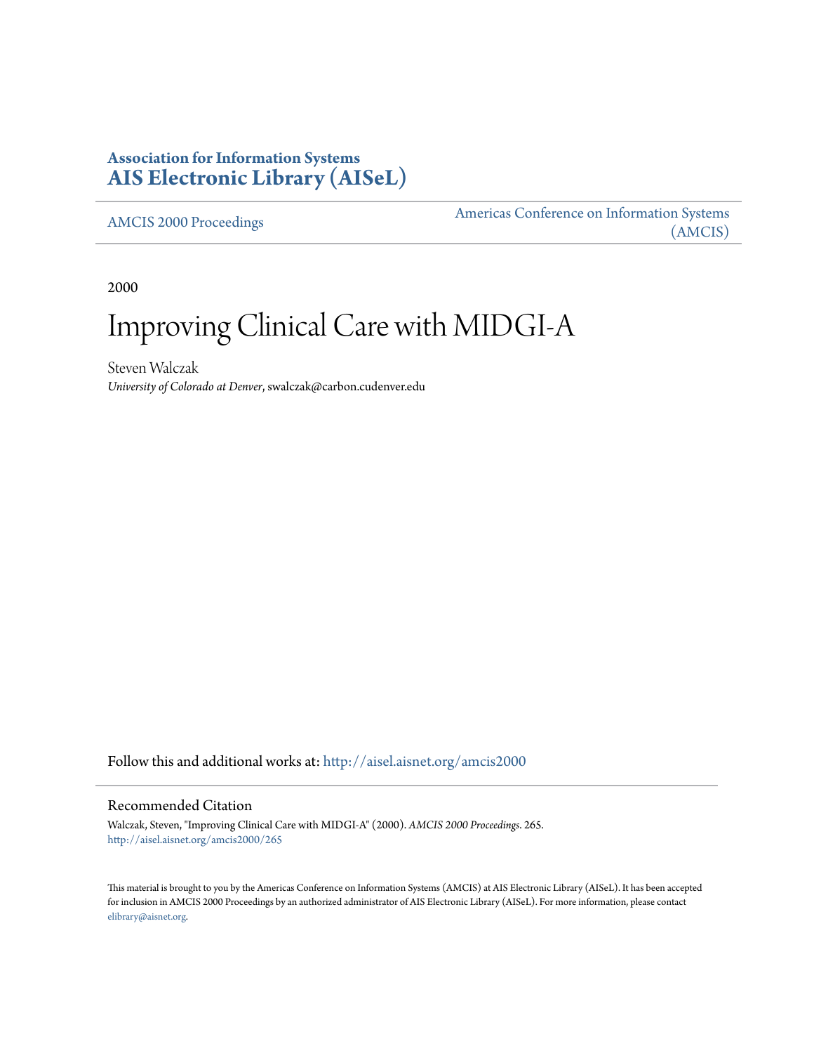**Association for Information Systems**
**AIS Electronic Library (AISeL)**

AMCIS 2000 Proceedings | Americas Conference on Information Systems (AMCIS)

2000

# Improving Clinical Care with MIDGI-A

Steven Walczak
*University of Colorado at Denver*, swalczak@carbon.cudenver.edu

Follow this and additional works at: http://aisel.aisnet.org/amcis2000

## Recommended Citation

Walczak, Steven, "Improving Clinical Care with MIDGI-A" (2000). *AMCIS 2000 Proceedings*. 265.
http://aisel.aisnet.org/amcis2000/265

This material is brought to you by the Americas Conference on Information Systems (AMCIS) at AIS Electronic Library (AISeL). It has been accepted for inclusion in AMCIS 2000 Proceedings by an authorized administrator of AIS Electronic Library (AISeL). For more information, please contact elibrary@aisnet.org.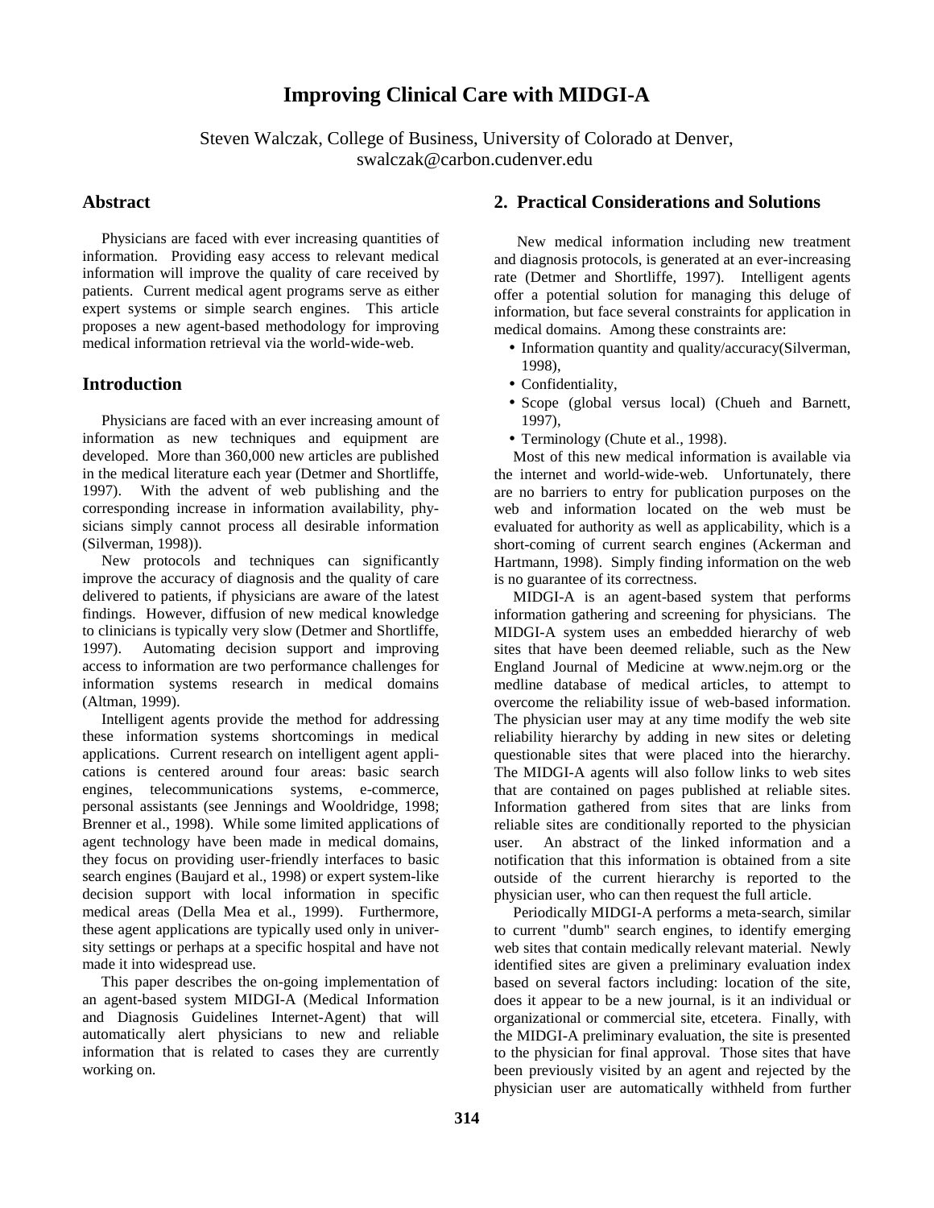# Improving Clinical Care with MIDGI-A

Steven Walczak, College of Business, University of Colorado at Denver, swalczak@carbon.cudenver.edu

## Abstract

Physicians are faced with ever increasing quantities of information. Providing easy access to relevant medical information will improve the quality of care received by patients. Current medical agent programs serve as either expert systems or simple search engines. This article proposes a new agent-based methodology for improving medical information retrieval via the world-wide-web.

## Introduction

Physicians are faced with an ever increasing amount of information as new techniques and equipment are developed. More than 360,000 new articles are published in the medical literature each year (Detmer and Shortliffe, 1997). With the advent of web publishing and the corresponding increase in information availability, physicians simply cannot process all desirable information (Silverman, 1998)).

New protocols and techniques can significantly improve the accuracy of diagnosis and the quality of care delivered to patients, if physicians are aware of the latest findings. However, diffusion of new medical knowledge to clinicians is typically very slow (Detmer and Shortliffe, 1997). Automating decision support and improving access to information are two performance challenges for information systems research in medical domains (Altman, 1999).

Intelligent agents provide the method for addressing these information systems shortcomings in medical applications. Current research on intelligent agent applications is centered around four areas: basic search engines, telecommunications systems, e-commerce, personal assistants (see Jennings and Wooldridge, 1998; Brenner et al., 1998). While some limited applications of agent technology have been made in medical domains, they focus on providing user-friendly interfaces to basic search engines (Baujard et al., 1998) or expert system-like decision support with local information in specific medical areas (Della Mea et al., 1999). Furthermore, these agent applications are typically used only in university settings or perhaps at a specific hospital and have not made it into widespread use.

This paper describes the on-going implementation of an agent-based system MIDGI-A (Medical Information and Diagnosis Guidelines Internet-Agent) that will automatically alert physicians to new and reliable information that is related to cases they are currently working on.

## 2. Practical Considerations and Solutions

New medical information including new treatment and diagnosis protocols, is generated at an ever-increasing rate (Detmer and Shortliffe, 1997). Intelligent agents offer a potential solution for managing this deluge of information, but face several constraints for application in medical domains. Among these constraints are:

- Information quantity and quality/accuracy(Silverman, 1998),
- Confidentiality,
- Scope (global versus local) (Chueh and Barnett, 1997),
- Terminology (Chute et al., 1998).

Most of this new medical information is available via the internet and world-wide-web. Unfortunately, there are no barriers to entry for publication purposes on the web and information located on the web must be evaluated for authority as well as applicability, which is a short-coming of current search engines (Ackerman and Hartmann, 1998). Simply finding information on the web is no guarantee of its correctness.

MIDGI-A is an agent-based system that performs information gathering and screening for physicians. The MIDGI-A system uses an embedded hierarchy of web sites that have been deemed reliable, such as the New England Journal of Medicine at www.nejm.org or the medline database of medical articles, to attempt to overcome the reliability issue of web-based information. The physician user may at any time modify the web site reliability hierarchy by adding in new sites or deleting questionable sites that were placed into the hierarchy. The MIDGI-A agents will also follow links to web sites that are contained on pages published at reliable sites. Information gathered from sites that are links from reliable sites are conditionally reported to the physician user. An abstract of the linked information and a notification that this information is obtained from a site outside of the current hierarchy is reported to the physician user, who can then request the full article.

Periodically MIDGI-A performs a meta-search, similar to current "dumb" search engines, to identify emerging web sites that contain medically relevant material. Newly identified sites are given a preliminary evaluation index based on several factors including: location of the site, does it appear to be a new journal, is it an individual or organizational or commercial site, etcetera. Finally, with the MIDGI-A preliminary evaluation, the site is presented to the physician for final approval. Those sites that have been previously visited by an agent and rejected by the physician user are automatically withheld from further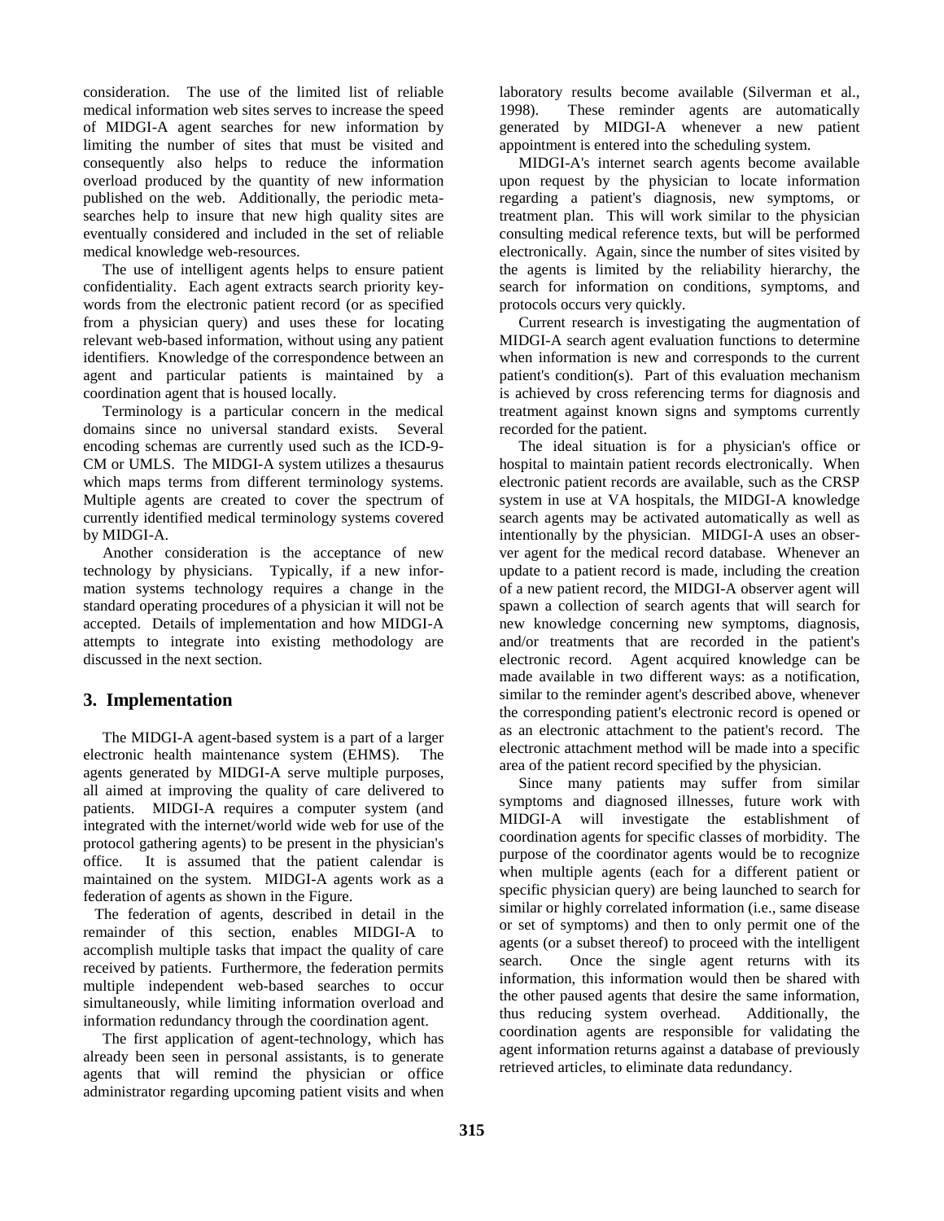consideration. The use of the limited list of reliable medical information web sites serves to increase the speed of MIDGI-A agent searches for new information by limiting the number of sites that must be visited and consequently also helps to reduce the information overload produced by the quantity of new information published on the web. Additionally, the periodic meta-searches help to insure that new high quality sites are eventually considered and included in the set of reliable medical knowledge web-resources.

The use of intelligent agents helps to ensure patient confidentiality. Each agent extracts search priority key-words from the electronic patient record (or as specified from a physician query) and uses these for locating relevant web-based information, without using any patient identifiers. Knowledge of the correspondence between an agent and particular patients is maintained by a coordination agent that is housed locally.

Terminology is a particular concern in the medical domains since no universal standard exists. Several encoding schemas are currently used such as the ICD-9-CM or UMLS. The MIDGI-A system utilizes a thesaurus which maps terms from different terminology systems. Multiple agents are created to cover the spectrum of currently identified medical terminology systems covered by MIDGI-A.

Another consideration is the acceptance of new technology by physicians. Typically, if a new information systems technology requires a change in the standard operating procedures of a physician it will not be accepted. Details of implementation and how MIDGI-A attempts to integrate into existing methodology are discussed in the next section.

## 3. Implementation

The MIDGI-A agent-based system is a part of a larger electronic health maintenance system (EHMS). The agents generated by MIDGI-A serve multiple purposes, all aimed at improving the quality of care delivered to patients. MIDGI-A requires a computer system (and integrated with the internet/world wide web for use of the protocol gathering agents) to be present in the physician's office. It is assumed that the patient calendar is maintained on the system. MIDGI-A agents work as a federation of agents as shown in the Figure.

The federation of agents, described in detail in the remainder of this section, enables MIDGI-A to accomplish multiple tasks that impact the quality of care received by patients. Furthermore, the federation permits multiple independent web-based searches to occur simultaneously, while limiting information overload and information redundancy through the coordination agent.

The first application of agent-technology, which has already been seen in personal assistants, is to generate agents that will remind the physician or office administrator regarding upcoming patient visits and when laboratory results become available (Silverman et al., 1998). These reminder agents are automatically generated by MIDGI-A whenever a new patient appointment is entered into the scheduling system.

MIDGI-A's internet search agents become available upon request by the physician to locate information regarding a patient's diagnosis, new symptoms, or treatment plan. This will work similar to the physician consulting medical reference texts, but will be performed electronically. Again, since the number of sites visited by the agents is limited by the reliability hierarchy, the search for information on conditions, symptoms, and protocols occurs very quickly.

Current research is investigating the augmentation of MIDGI-A search agent evaluation functions to determine when information is new and corresponds to the current patient's condition(s). Part of this evaluation mechanism is achieved by cross referencing terms for diagnosis and treatment against known signs and symptoms currently recorded for the patient.

The ideal situation is for a physician's office or hospital to maintain patient records electronically. When electronic patient records are available, such as the CRSP system in use at VA hospitals, the MIDGI-A knowledge search agents may be activated automatically as well as intentionally by the physician. MIDGI-A uses an observer agent for the medical record database. Whenever an update to a patient record is made, including the creation of a new patient record, the MIDGI-A observer agent will spawn a collection of search agents that will search for new knowledge concerning new symptoms, diagnosis, and/or treatments that are recorded in the patient's electronic record. Agent acquired knowledge can be made available in two different ways: as a notification, similar to the reminder agent's described above, whenever the corresponding patient's electronic record is opened or as an electronic attachment to the patient's record. The electronic attachment method will be made into a specific area of the patient record specified by the physician.

Since many patients may suffer from similar symptoms and diagnosed illnesses, future work with MIDGI-A will investigate the establishment of coordination agents for specific classes of morbidity. The purpose of the coordinator agents would be to recognize when multiple agents (each for a different patient or specific physician query) are being launched to search for similar or highly correlated information (i.e., same disease or set of symptoms) and then to only permit one of the agents (or a subset thereof) to proceed with the intelligent search. Once the single agent returns with its information, this information would then be shared with the other paused agents that desire the same information, thus reducing system overhead. Additionally, the coordination agents are responsible for validating the agent information returns against a database of previously retrieved articles, to eliminate data redundancy.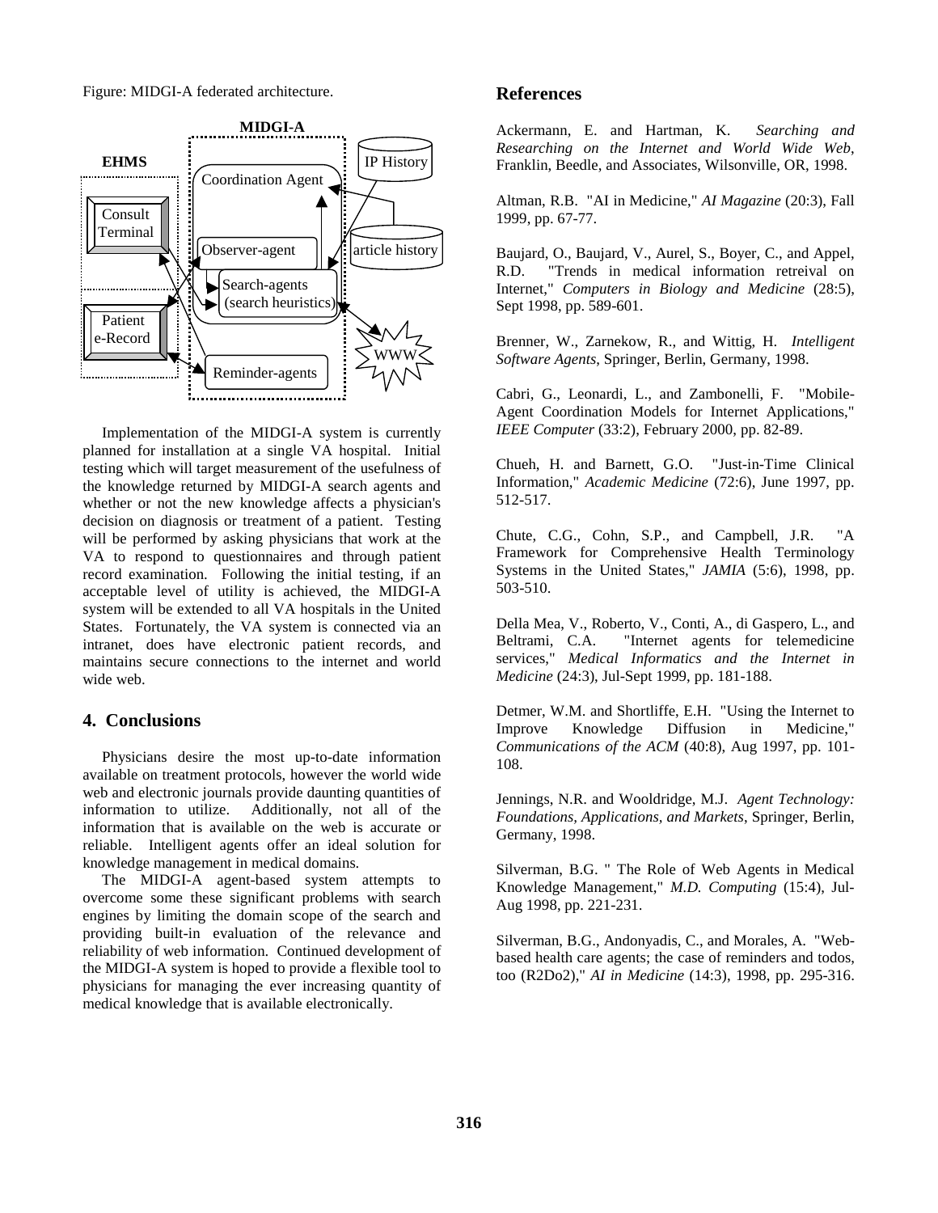Figure: MIDGI-A federated architecture.

MIDGI-A

EHMS

Coordination Agent

IP History

Consult Terminal

Observer-agent

article history

Search-agents (search heuristics)

Patient e-Record

WWW

Reminder-agents

Implementation of the MIDGI-A system is currently planned for installation at a single VA hospital. Initial testing which will target measurement of the usefulness of the knowledge returned by MIDGI-A search agents and whether or not the new knowledge affects a physician's decision on diagnosis or treatment of a patient. Testing will be performed by asking physicians that work at the VA to respond to questionnaires and through patient record examination. Following the initial testing, if an acceptable level of utility is achieved, the MIDGI-A system will be extended to all VA hospitals in the United States. Fortunately, the VA system is connected via an intranet, does have electronic patient records, and maintains secure connections to the internet and world wide web.

## 4. Conclusions

Physicians desire the most up-to-date information available on treatment protocols, however the world wide web and electronic journals provide daunting quantities of information to utilize. Additionally, not all of the information that is available on the web is accurate or reliable. Intelligent agents offer an ideal solution for knowledge management in medical domains.

The MIDGI-A agent-based system attempts to overcome some these significant problems with search engines by limiting the domain scope of the search and providing built-in evaluation of the relevance and reliability of web information. Continued development of the MIDGI-A system is hoped to provide a flexible tool to physicians for managing the ever increasing quantity of medical knowledge that is available electronically.

## References

Ackermann, E. and Hartman, K. *Searching and Researching on the Internet and World Wide Web*, Franklin, Beedle, and Associates, Wilsonville, OR, 1998.

Altman, R.B. "AI in Medicine," *AI Magazine* (20:3), Fall 1999, pp. 67-77.

Baujard, O., Baujard, V., Aurel, S., Boyer, C., and Appel, R.D. "Trends in medical information retreival on Internet," *Computers in Biology and Medicine* (28:5), Sept 1998, pp. 589-601.

Brenner, W., Zarnekow, R., and Wittig, H. *Intelligent Software Agents*, Springer, Berlin, Germany, 1998.

Cabri, G., Leonardi, L., and Zambonelli, F. "Mobile-Agent Coordination Models for Internet Applications," *IEEE Computer* (33:2), February 2000, pp. 82-89.

Chueh, H. and Barnett, G.O. "Just-in-Time Clinical Information," *Academic Medicine* (72:6), June 1997, pp. 512-517.

Chute, C.G., Cohn, S.P., and Campbell, J.R. "A Framework for Comprehensive Health Terminology Systems in the United States," *JAMIA* (5:6), 1998, pp. 503-510.

Della Mea, V., Roberto, V., Conti, A., di Gaspero, L., and Beltrami, C.A. "Internet agents for telemedicine services," *Medical Informatics and the Internet in Medicine* (24:3), Jul-Sept 1999, pp. 181-188.

Detmer, W.M. and Shortliffe, E.H. "Using the Internet to Improve Knowledge Diffusion in Medicine," *Communications of the ACM* (40:8), Aug 1997, pp. 101-108.

Jennings, N.R. and Wooldridge, M.J. *Agent Technology: Foundations, Applications, and Markets*, Springer, Berlin, Germany, 1998.

Silverman, B.G. " The Role of Web Agents in Medical Knowledge Management," *M.D. Computing* (15:4), Jul-Aug 1998, pp. 221-231.

Silverman, B.G., Andonyadis, C., and Morales, A. "Web-based health care agents; the case of reminders and todos, too (R2Do2)," *AI in Medicine* (14:3), 1998, pp. 295-316.